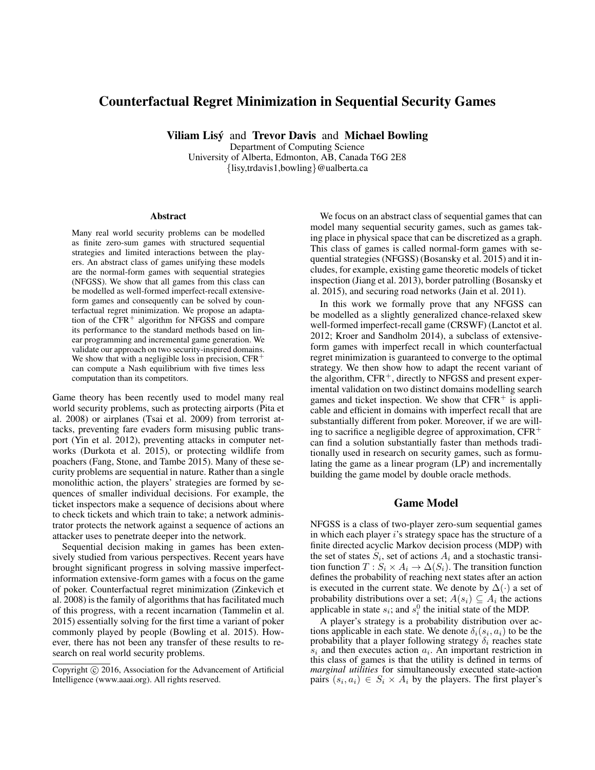# Counterfactual Regret Minimization in Sequential Security Games

**Viliam Lisý** and **Trevor Davis** and **Michael Bowling**
Department of Computing Science
University of Alberta, Edmonton, AB, Canada T6G 2E8
{lisy,trdavis1,bowling}@ualberta.ca

## Abstract

Many real world security problems can be modelled as finite zero-sum games with structured sequential strategies and limited interactions between the players. An abstract class of games unifying these models are the normal-form games with sequential strategies (NFGSS). We show that all games from this class can be modelled as well-formed imperfect-recall extensive-form games and consequently can be solved by counterfactual regret minimization. We propose an adaptation of the $\text{CFR}^+$ algorithm for NFGSS and compare its performance to the standard methods based on linear programming and incremental game generation. We validate our approach on two security-inspired domains. We show that with a negligible loss in precision, $\text{CFR}^+$ can compute a Nash equilibrium with five times less computation than its competitors.

Game theory has been recently used to model many real world security problems, such as protecting airports (Pita et al. 2008) or airplanes (Tsai et al. 2009) from terrorist attacks, preventing fare evaders form misusing public transport (Yin et al. 2012), preventing attacks in computer networks (Durkota et al. 2015), or protecting wildlife from poachers (Fang, Stone, and Tambe 2015). Many of these security problems are sequential in nature. Rather than a single monolithic action, the players' strategies are formed by sequences of smaller individual decisions. For example, the ticket inspectors make a sequence of decisions about where to check tickets and which train to take; a network administrator protects the network against a sequence of actions an attacker uses to penetrate deeper into the network.

Sequential decision making in games has been extensively studied from various perspectives. Recent years have brought significant progress in solving massive imperfect-information extensive-form games with a focus on the game of poker. Counterfactual regret minimization (Zinkevich et al. 2008) is the family of algorithms that has facilitated much of this progress, with a recent incarnation (Tammelin et al. 2015) essentially solving for the first time a variant of poker commonly played by people (Bowling et al. 2015). However, there has not been any transfer of these results to research on real world security problems.

Copyright © 2016, Association for the Advancement of Artificial Intelligence (www.aaai.org). All rights reserved.

We focus on an abstract class of sequential games that can model many sequential security games, such as games taking place in physical space that can be discretized as a graph. This class of games is called normal-form games with sequential strategies (NFGSS) (Bosansky et al. 2015) and it includes, for example, existing game theoretic models of ticket inspection (Jiang et al. 2013), border patrolling (Bosansky et al. 2015), and securing road networks (Jain et al. 2011).

In this work we formally prove that any NFGSS can be modelled as a slightly generalized chance-relaxed skew well-formed imperfect-recall game (CRSWF) (Lanctot et al. 2012; Kroer and Sandholm 2014), a subclass of extensive-form games with imperfect recall in which counterfactual regret minimization is guaranteed to converge to the optimal strategy. We then show how to adapt the recent variant of the algorithm, $\text{CFR}^+$, directly to NFGSS and present experimental validation on two distinct domains modelling search games and ticket inspection. We show that $\text{CFR}^+$ is applicable and efficient in domains with imperfect recall that are substantially different from poker. Moreover, if we are willing to sacrifice a negligible degree of approximation, $\text{CFR}^+$ can find a solution substantially faster than methods traditionally used in research on security games, such as formulating the game as a linear program (LP) and incrementally building the game model by double oracle methods.

## Game Model

NFGSS is a class of two-player zero-sum sequential games in which each player $i$'s strategy space has the structure of a finite directed acyclic Markov decision process (MDP) with the set of states $S_i$, set of actions $A_i$ and a stochastic transition function $T : S_i \times A_i \rightarrow \Delta(S_i)$. The transition function defines the probability of reaching next states after an action is executed in the current state. We denote by $\Delta(\cdot)$ a set of probability distributions over a set; $A(s_i) \subseteq A_i$ the actions applicable in state $s_i$; and $s_i^0$ the initial state of the MDP.

A player's strategy is a probability distribution over actions applicable in each state. We denote $\delta_i(s_i, a_i)$ to be the probability that a player following strategy $\delta_i$ reaches state $s_i$ and then executes action $a_i$. An important restriction in this class of games is that the utility is defined in terms of *marginal utilities* for simultaneously executed state-action pairs $(s_i, a_i) \in S_i \times A_i$ by the players. The first player's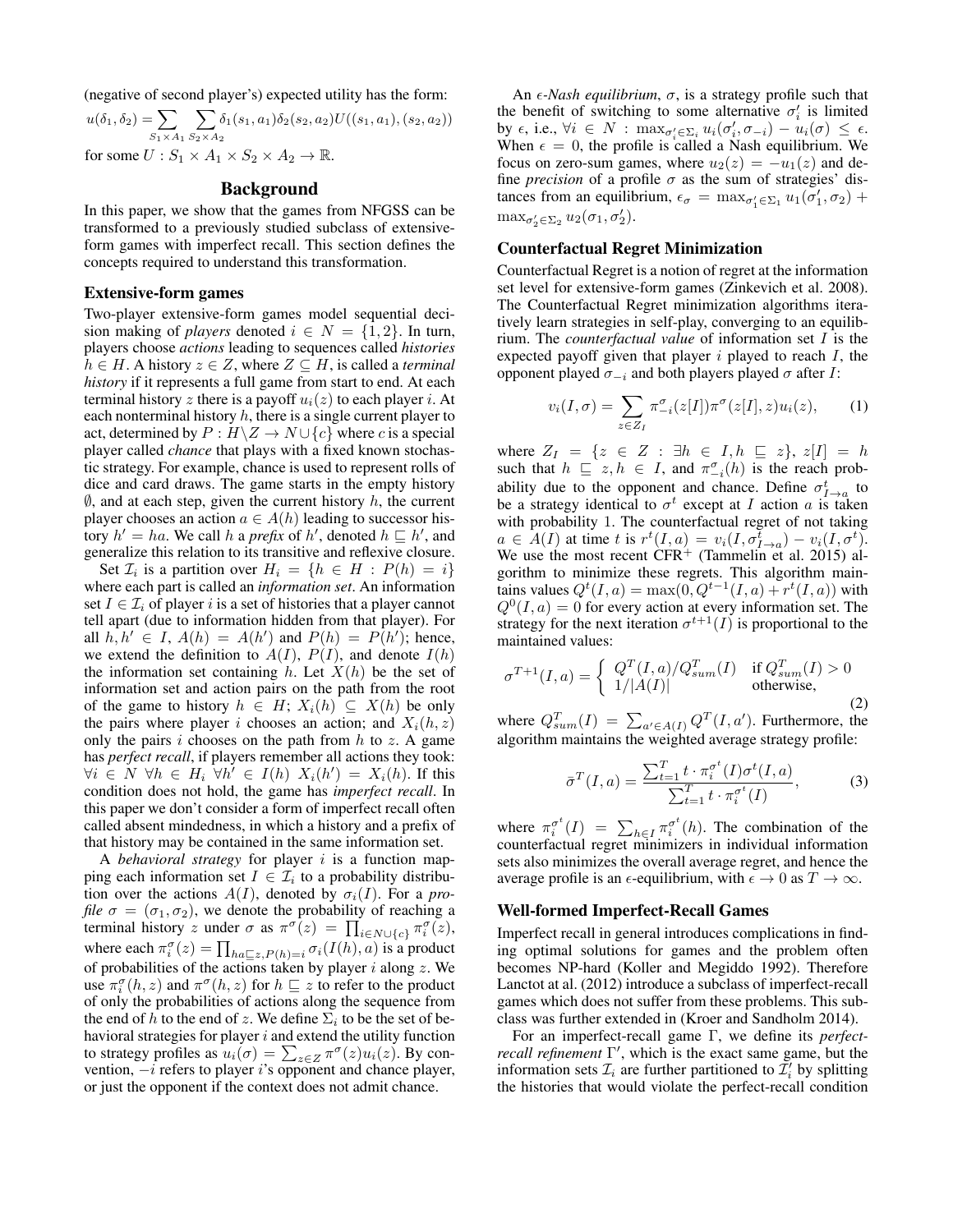(negative of second player's) expected utility has the form:

$$u(\delta_1, \delta_2) = \sum_{S_1 \times A_1} \sum_{S_2 \times A_2} \delta_1(s_1, a_1)\delta_2(s_2, a_2) U((s_1, a_1), (s_2, a_2))$$

for some $U : S_1 \times A_1 \times S_2 \times A_2 \to \mathbb{R}$.

## Background

In this paper, we show that the games from NFGSS can be transformed to a previously studied subclass of extensive-form games with imperfect recall. This section defines the concepts required to understand this transformation.

### Extensive-form games

Two-player extensive-form games model sequential decision making of *players* denoted $i \in N = \{1, 2\}$. In turn, players choose *actions* leading to sequences called *histories* $h \in H$. A history $z \in Z$, where $Z \subseteq H$, is called a *terminal history* if it represents a full game from start to end. At each terminal history $z$ there is a payoff $u_i(z)$ to each player $i$. At each nonterminal history $h$, there is a single current player to act, determined by $P : H \backslash Z \to N \cup \{c\}$ where $c$ is a special player called *chance* that plays with a fixed known stochastic strategy. For example, chance is used to represent rolls of dice and card draws. The game starts in the empty history $\emptyset$, and at each step, given the current history $h$, the current player chooses an action $a \in A(h)$ leading to successor history $h' = ha$. We call $h$ a *prefix* of $h'$, denoted $h \sqsubseteq h'$, and generalize this relation to its transitive and reflexive closure.

Set $\mathcal{I}_i$ is a partition over $H_i = \{h \in H : P(h) = i\}$ where each part is called an *information set*. An information set $I \in \mathcal{I}_i$ of player $i$ is a set of histories that a player cannot tell apart (due to information hidden from that player). For all $h, h' \in I$, $A(h) = A(h')$ and $P(h) = P(h')$; hence, we extend the definition to $A(I)$, $P(I)$, and denote $I(h)$ the information set containing $h$. Let $X(h)$ be the set of information set and action pairs on the path from the root of the game to history $h \in H$; $X_i(h) \subseteq X(h)$ be only the pairs where player $i$ chooses an action; and $X_i(h, z)$ only the pairs $i$ chooses on the path from $h$ to $z$. A game has *perfect recall*, if players remember all actions they took: $\forall i \in N \; \forall h \in H_i \; \forall h' \in I(h) \; X_i(h') = X_i(h)$. If this condition does not hold, the game has *imperfect recall*. In this paper we don't consider a form of imperfect recall often called absent mindedness, in which a history and a prefix of that history may be contained in the same information set.

A *behavioral strategy* for player $i$ is a function mapping each information set $I \in \mathcal{I}_i$ to a probability distribution over the actions $A(I)$, denoted by $\sigma_i(I)$. For a *profile* $\sigma = (\sigma_1, \sigma_2)$, we denote the probability of reaching a terminal history $z$ under $\sigma$ as $\pi^\sigma(z) = \prod_{i \in N \cup \{c\}} \pi_i^\sigma(z)$, where each $\pi_i^\sigma(z) = \prod_{ha \sqsubseteq z, P(h)=i} \sigma_i(I(h), a)$ is a product of probabilities of the actions taken by player $i$ along $z$. We use $\pi_i^\sigma(h, z)$ and $\pi^\sigma(h, z)$ for $h \sqsubseteq z$ to refer to the product of only the probabilities of actions along the sequence from the end of $h$ to the end of $z$. We define $\Sigma_i$ to be the set of behavioral strategies for player $i$ and extend the utility function to strategy profiles as $u_i(\sigma) = \sum_{z \in Z} \pi^\sigma(z) u_i(z)$. By convention, $-i$ refers to player $i$'s opponent and chance player, or just the opponent if the context does not admit chance.

An *$\epsilon$-Nash equilibrium*, $\sigma$, is a strategy profile such that the benefit of switching to some alternative $\sigma_i'$ is limited by $\epsilon$, i.e., $\forall i \in N : \max_{\sigma_i' \in \Sigma_i} u_i(\sigma_i', \sigma_{-i}) - u_i(\sigma) \leq \epsilon$. When $\epsilon = 0$, the profile is called a Nash equilibrium. We focus on zero-sum games, where $u_2(z) = -u_1(z)$ and define *precision* of a profile $\sigma$ as the sum of strategies' distances from an equilibrium, $\epsilon_\sigma = \max_{\sigma_1' \in \Sigma_1} u_1(\sigma_1', \sigma_2) + \max_{\sigma_2' \in \Sigma_2} u_2(\sigma_1, \sigma_2')$.

### Counterfactual Regret Minimization

Counterfactual Regret is a notion of regret at the information set level for extensive-form games (Zinkevich et al. 2008). The Counterfactual Regret minimization algorithms iteratively learn strategies in self-play, converging to an equilibrium. The *counterfactual value* of information set $I$ is the expected payoff given that player $i$ played to reach $I$, the opponent played $\sigma_{-i}$ and both players played $\sigma$ after $I$:

$$v_i(I, \sigma) = \sum_{z \in Z_I} \pi_{-i}^\sigma(z[I]) \pi^\sigma(z[I], z) u_i(z), \tag{1}$$

where $Z_I = \{z \in Z : \exists h \in I, h \sqsubseteq z\}$, $z[I] = h$ such that $h \sqsubseteq z, h \in I$, and $\pi_{-i}^\sigma(h)$ is the reach probability due to the opponent and chance. Define $\sigma_{I \to a}^t$ to be a strategy identical to $\sigma^t$ except at $I$ action $a$ is taken with probability 1. The counterfactual regret of not taking $a \in A(I)$ at time $t$ is $r^t(I, a) = v_i(I, \sigma_{I \to a}^t) - v_i(I, \sigma^t)$. We use the most recent CFR$^+$ (Tammelin et al. 2015) algorithm to minimize these regrets. This algorithm maintains values $Q^t(I, a) = \max(0, Q^{t-1}(I, a) + r^t(I, a))$ with $Q^0(I, a) = 0$ for every action at every information set. The strategy for the next iteration $\sigma^{t+1}(I)$ is proportional to the maintained values:

$$\sigma^{T+1}(I, a) = \begin{cases} Q^T(I, a)/Q_{sum}^T(I) & \text{if } Q_{sum}^T(I) > 0 \\ 1/|A(I)| & \text{otherwise,} \end{cases} \tag{2}$$

where $Q_{sum}^T(I) = \sum_{a' \in A(I)} Q^T(I, a')$. Furthermore, the algorithm maintains the weighted average strategy profile:

$$\bar{\sigma}^T(I, a) = \frac{\sum_{t=1}^T t \cdot \pi_i^{\sigma^t}(I) \sigma^t(I, a)}{\sum_{t=1}^T t \cdot \pi_i^{\sigma^t}(I)}, \tag{3}$$

where $\pi_i^{\sigma^t}(I) = \sum_{h \in I} \pi_i^{\sigma^t}(h)$. The combination of the counterfactual regret minimizers in individual information sets also minimizes the overall average regret, and hence the average profile is an $\epsilon$-equilibrium, with $\epsilon \to 0$ as $T \to \infty$.

### Well-formed Imperfect-Recall Games

Imperfect recall in general introduces complications in finding optimal solutions for games and the problem often becomes NP-hard (Koller and Megiddo 1992). Therefore Lanctot at al. (2012) introduce a subclass of imperfect-recall games which does not suffer from these problems. This subclass was further extended in (Kroer and Sandholm 2014).

For an imperfect-recall game $\Gamma$, we define its *perfect-recall refinement* $\Gamma'$, which is the exact same game, but the information sets $\mathcal{I}_i$ are further partitioned to $\mathcal{I}_i'$ by splitting the histories that would violate the perfect-recall condition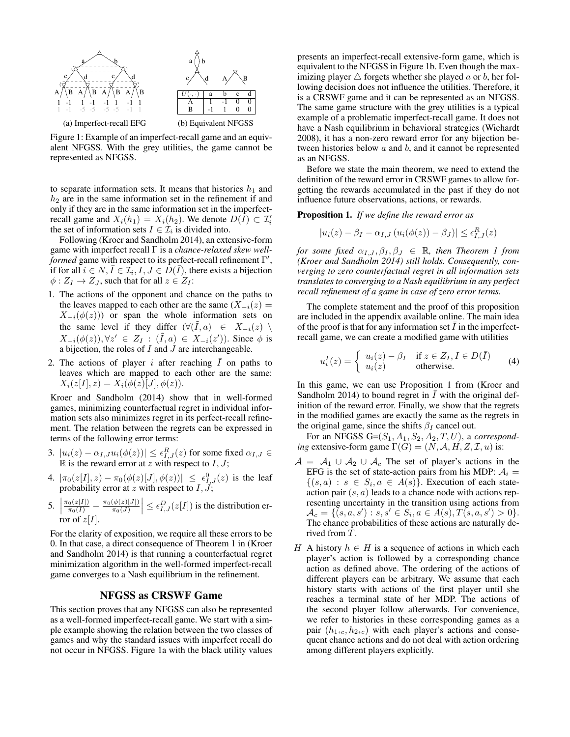(a) Imperfect-recall EFG

(b) Equivalent NFGSS

| $U(\cdot,\cdot)$ | a | b | c | d |
|---|---|---|---|---|
| A | 1 | -1 | 0 | 0 |
| B | -1 | 1 | 0 | 0 |

Figure 1: Example of an imperfect-recall game and an equivalent NFGSS. With the grey utilities, the game cannot be represented as NFGSS.

to separate information sets. It means that histories $h_1$ and $h_2$ are in the same information set in the refinement if and only if they are in the same information set in the imperfect-recall game and $X_i(h_1) = X_i(h_2)$. We denote $D(I) \subset \mathcal{I}'_i$ the set of information sets $I \in \mathcal{I}_i$ is divided into.

Following (Kroer and Sandholm 2014), an extensive-form game with imperfect recall $\Gamma$ is a *chance-relaxed skew well-formed* game with respect to its perfect-recall refinement $\Gamma'$, if for all $i \in N, \bar{I} \in \mathcal{I}_i, I, J \in D(\bar{I})$, there exists a bijection $\phi : Z_I \to Z_J$, such that for all $z \in Z_I$:

1. The actions of the opponent and chance on the paths to the leaves mapped to each other are the same ($X_{-i}(z) = X_{-i}(\phi(z))$) or span the whole information sets on the same level if they differ ($\forall(\tilde{I}, a) \in X_{-i}(z) \setminus X_{-i}(\phi(z)), \forall z' \in Z_I : (\tilde{I}, a) \in X_{-i}(z')$). Since $\phi$ is a bijection, the roles of $I$ and $J$ are interchangeable.
2. The actions of player $i$ after reaching $\bar{I}$ on paths to leaves which are mapped to each other are the same: $X_i(z[I], z) = X_i(\phi(z)[J], \phi(z))$.

Kroer and Sandholm (2014) show that in well-formed games, minimizing counterfactual regret in individual information sets also minimizes regret in its perfect-recall refinement. The relation between the regrets can be expressed in terms of the following error terms:

3. $|u_i(z) - \alpha_{I,J} u_i(\phi(z))| \le \epsilon^R_{I,J}(z)$ for some fixed $\alpha_{I,J} \in \mathbb{R}$ is the reward error at $z$ with respect to $I, J$;
4. $|\pi_0(z[I], z) - \pi_0(\phi(z)[J], \phi(z))| \le \epsilon^0_{I,J}(z)$ is the leaf probability error at $z$ with respect to $I, J$;
5. $\left| \frac{\pi_0(z[I])}{\pi_0(I)} - \frac{\pi_0(\phi(z)[J])}{\pi_0(J)} \right| \le \epsilon^D_{I,J}(z[I])$ is the distribution error of $z[I]$.

For the clarity of exposition, we require all these errors to be 0. In that case, a direct consequence of Theorem 1 in (Kroer and Sandholm 2014) is that running a counterfactual regret minimization algorithm in the well-formed imperfect-recall game converges to a Nash equilibrium in the refinement.

## NFGSS as CRSWF Game

This section proves that any NFGSS can also be represented as a well-formed imperfect-recall game. We start with a simple example showing the relation between the two classes of games and why the standard issues with imperfect recall do not occur in NFGSS. Figure 1a with the black utility values presents an imperfect-recall extensive-form game, which is equivalent to the NFGSS in Figure 1b. Even though the maximizing player $\triangle$ forgets whether she played $a$ or $b$, her following decision does not influence the utilities. Therefore, it is a CRSWF game and it can be represented as an NFGSS. The same game structure with the grey utilities is a typical example of a problematic imperfect-recall game. It does not have a Nash equilibrium in behavioral strategies (Wichardt 2008), it has a non-zero reward error for any bijection between histories below $a$ and $b$, and it cannot be represented as an NFGSS.

Before we state the main theorem, we need to extend the definition of the reward error in CRSWF games to allow forgetting the rewards accumulated in the past if they do not influence future observations, actions, or rewards.

**Proposition 1.** *If we define the reward error as*

$$|u_i(z) - \beta_I - \alpha_{I,J}(u_i(\phi(z)) - \beta_J)| \le \epsilon^R_{I,J}(z)$$

*for some fixed $\alpha_{I,J}, \beta_I, \beta_J \in \mathbb{R}$, then Theorem 1 from (Kroer and Sandholm 2014) still holds. Consequently, converging to zero counterfactual regret in all information sets translates to converging to a Nash equilibrium in any perfect recall refinement of a game in case of zero error terms.*

The complete statement and the proof of this proposition are included in the appendix available online. The main idea of the proof is that for any information set $\bar{I}$ in the imperfect-recall game, we can create a modified game with utilities

$$u^{\bar{I}}_i(z) = \begin{cases} u_i(z) - \beta_I & \text{if } z \in Z_I, I \in D(\bar{I}) \\ u_i(z) & \text{otherwise.} \end{cases} \quad (4)$$

In this game, we can use Proposition 1 from (Kroer and Sandholm 2014) to bound regret in $\bar{I}$ with the original definition of the reward error. Finally, we show that the regrets in the modified games are exactly the same as the regrets in the original game, since the shifts $\beta_I$ cancel out.

For an NFGSS G=$(S_1, A_1, S_2, A_2, T, U)$, a *corresponding* extensive-form game $\Gamma(G) = (N, \mathcal{A}, H, Z, \mathcal{I}, u)$ is:

- $\mathcal{A}$ $= \mathcal{A}_1 \cup \mathcal{A}_2 \cup \mathcal{A}_c$ The set of player's actions in the EFG is the set of state-action pairs from his MDP: $\mathcal{A}_i = \{(s, a) : s \in S_i, a \in A(s)\}$. Execution of each state-action pair $(s, a)$ leads to a chance node with actions representing uncertainty in the transition using actions from $\mathcal{A}_c = \{(s, a, s') : s, s' \in S_i, a \in A(s), T(s, a, s') > 0\}$. The chance probabilities of these actions are naturally derived from $T$.
- $H$ A history $h \in H$ is a sequence of actions in which each player's action is followed by a corresponding chance action as defined above. The ordering of the actions of different players can be arbitrary. We assume that each history starts with actions of the first player until she reaches a terminal state of her MDP. The actions of the second player follow afterwards. For convenience, we refer to histories in these corresponding games as a pair $(h_{1+c}, h_{2+c})$ with each player's actions and consequent chance actions and do not deal with action ordering among different players explicitly.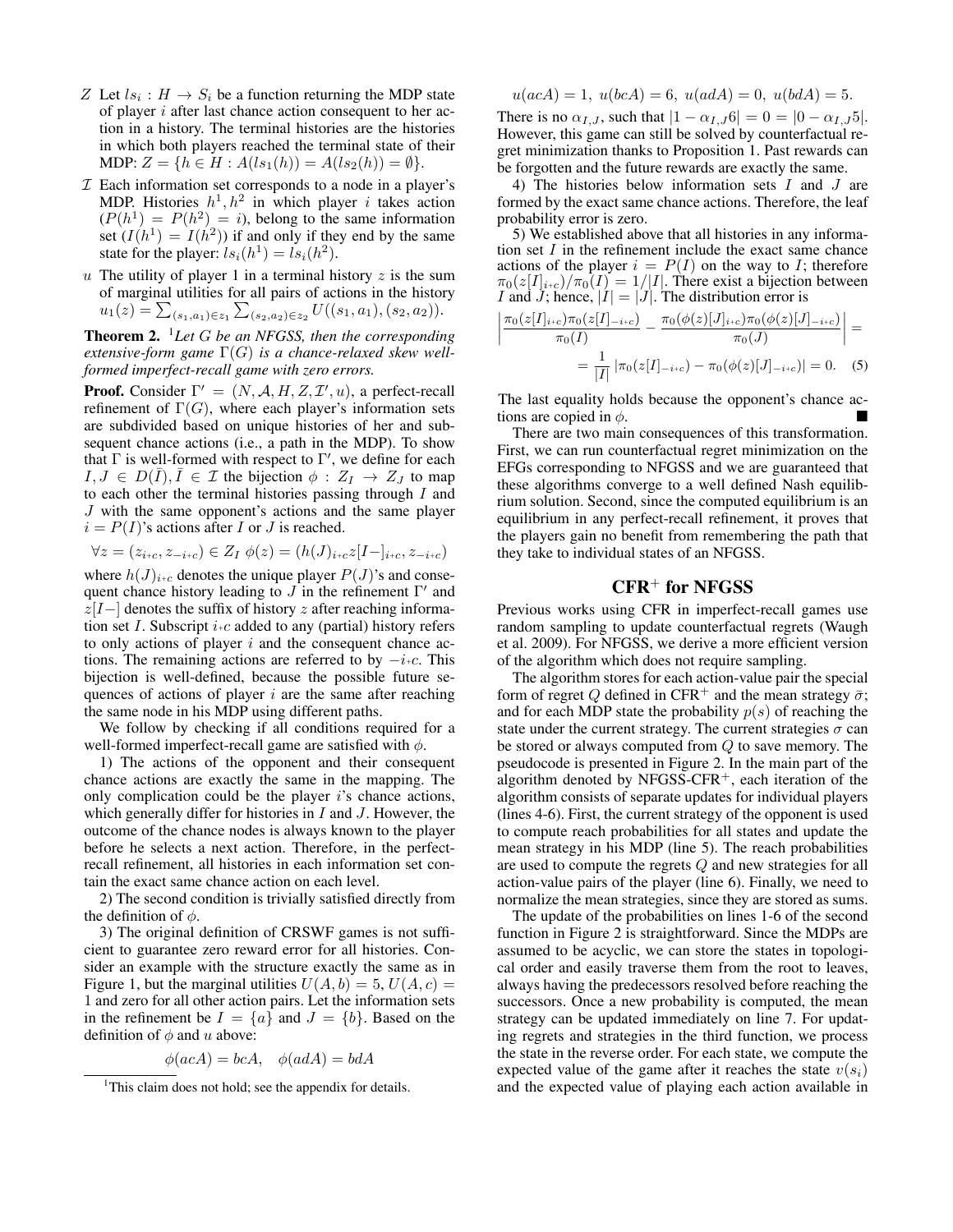- $Z$ Let $ls_i : H \to S_i$ be a function returning the MDP state of player $i$ after last chance action consequent to her action in a history. The terminal histories are the histories in which both players reached the terminal state of their MDP: $Z = \{h \in H : A(ls_1(h)) = A(ls_2(h)) = \emptyset\}$.
- $\mathcal{I}$ Each information set corresponds to a node in a player's MDP. Histories $h^1, h^2$ in which player $i$ takes action ($P(h^1) = P(h^2) = i$), belong to the same information set ($I(h^1) = I(h^2)$) if and only if they end by the same state for the player: $ls_i(h^1) = ls_i(h^2)$.
- $u$ The utility of player 1 in a terminal history $z$ is the sum of marginal utilities for all pairs of actions in the history $u_1(z) = \sum_{(s_1,a_1)\in z_1} \sum_{(s_2,a_2)\in z_2} U((s_1, a_1), (s_2, a_2))$.

**Theorem 2.** [1]*Let $G$ be an NFGSS, then the corresponding extensive-form game $\Gamma(G)$ is a chance-relaxed skew well-formed imperfect-recall game with zero errors.*

**Proof.** Consider $\Gamma' = (N, \mathcal{A}, H, Z, \mathcal{I}', u)$, a perfect-recall refinement of $\Gamma(G)$, where each player's information sets are subdivided based on unique histories of her and subsequent chance actions (i.e., a path in the MDP). To show that $\Gamma$ is well-formed with respect to $\Gamma'$, we define for each $I, J \in D(\bar{I}), \bar{I} \in \mathcal{I}$ the bijection $\phi : Z_I \to Z_J$ to map to each other the terminal histories passing through $I$ and $J$ with the same opponent's actions and the same player $i = P(I)$'s actions after $I$ or $J$ is reached.

$$\forall z = (z_{i\cdot c}, z_{-i\cdot c}) \in Z_I \;\; \phi(z) = (h(J)_{i\cdot c} z[I-]_{i\cdot c}, z_{-i\cdot c})$$

where $h(J)_{i\cdot c}$ denotes the unique player $P(J)$'s and consequent chance history leading to $J$ in the refinement $\Gamma'$ and $z[I-]$ denotes the suffix of history $z$ after reaching information set $I$. Subscript $i\cdot c$ added to any (partial) history refers to only actions of player $i$ and the consequent chance actions. The remaining actions are referred to by $-i\cdot c$. This bijection is well-defined, because the possible future sequences of actions of player $i$ are the same after reaching the same node in his MDP using different paths.

We follow by checking if all conditions required for a well-formed imperfect-recall game are satisfied with $\phi$.

1) The actions of the opponent and their consequent chance actions are exactly the same in the mapping. The only complication could be the player $i$'s chance actions, which generally differ for histories in $I$ and $J$. However, the outcome of the chance nodes is always known to the player before he selects a next action. Therefore, in the perfect-recall refinement, all histories in each information set contain the exact same chance action on each level.

2) The second condition is trivially satisfied directly from the definition of $\phi$.

3) The original definition of CRSWF games is not sufficient to guarantee zero reward error for all histories. Consider an example with the structure exactly the same as in Figure 1, but the marginal utilities $U(A, b) = 5, U(A, c) = 1$ and zero for all other action pairs. Let the information sets in the refinement be $I = \{a\}$ and $J = \{b\}$. Based on the definition of $\phi$ and $u$ above:

$$\phi(acA) = bcA, \quad \phi(adA) = bdA$$

$$u(acA) = 1, \; u(bcA) = 6, \; u(adA) = 0, \; u(bdA) = 5.$$

There is no $\alpha_{I,J}$, such that $|1 - \alpha_{I,J} 6| = 0 = |0 - \alpha_{I,J} 5|$. However, this game can still be solved by counterfactual regret minimization thanks to Proposition 1. Past rewards can be forgotten and the future rewards are exactly the same.

4) The histories below information sets $I$ and $J$ are formed by the exact same chance actions. Therefore, the leaf probability error is zero.

5) We established above that all histories in any information set $I$ in the refinement include the exact same chance actions of the player $i = P(I)$ on the way to $I$; therefore $\pi_0(z[I]_{i\cdot c})/\pi_0(I) = 1/|I|$. There exist a bijection between $I$ and $J$; hence, $|I| = |J|$. The distribution error is

$$\left| \frac{\pi_0(z[I]_{i\cdot c})\pi_0(z[I]_{-i\cdot c})}{\pi_0(I)} - \frac{\pi_0(\phi(z)[J]_{i\cdot c})\pi_0(\phi(z)[J]_{-i\cdot c})}{\pi_0(J)} \right| = $$
$$= \frac{1}{|I|} \left| \pi_0(z[I]_{-i\cdot c}) - \pi_0(\phi(z)[J]_{-i\cdot c}) \right| = 0. \quad (5)$$

The last equality holds because the opponent's chance actions are copied in $\phi$. ■

There are two main consequences of this transformation. First, we can run counterfactual regret minimization on the EFGs corresponding to NFGSS and we are guaranteed that these algorithms converge to a well defined Nash equilibrium solution. Second, since the computed equilibrium is an equilibrium in any perfect-recall refinement, it proves that the players gain no benefit from remembering the path that they take to individual states of an NFGSS.

## CFR$^+$ for NFGSS

Previous works using CFR in imperfect-recall games use random sampling to update counterfactual regrets (Waugh et al. 2009). For NFGSS, we derive a more efficient version of the algorithm which does not require sampling.

The algorithm stores for each action-value pair the special form of regret $Q$ defined in CFR$^+$ and the mean strategy $\bar{\sigma}$; and for each MDP state the probability $p(s)$ of reaching the state under the current strategy. The current strategies $\sigma$ can be stored or always computed from $Q$ to save memory. The pseudocode is presented in Figure 2. In the main part of the algorithm denoted by NFGSS-CFR$^+$, each iteration of the algorithm consists of separate updates for individual players (lines 4-6). First, the current strategy of the opponent is used to compute reach probabilities for all states and update the mean strategy in his MDP (line 5). The reach probabilities are used to compute the regrets $Q$ and new strategies for all action-value pairs of the player (line 6). Finally, we need to normalize the mean strategies, since they are stored as sums.

The update of the probabilities on lines 1-6 of the second function in Figure 2 is straightforward. Since the MDPs are assumed to be acyclic, we can store the states in topological order and easily traverse them from the root to leaves, always having the predecessors resolved before reaching the successors. Once a new probability is computed, the mean strategy can be updated immediately on line 7. For updating regrets and strategies in the third function, we process the state in the reverse order. For each state, we compute the expected value of the game after it reaches the state $v(s_i)$ and the expected value of playing each action available in

[1]This claim does not hold; see the appendix for details.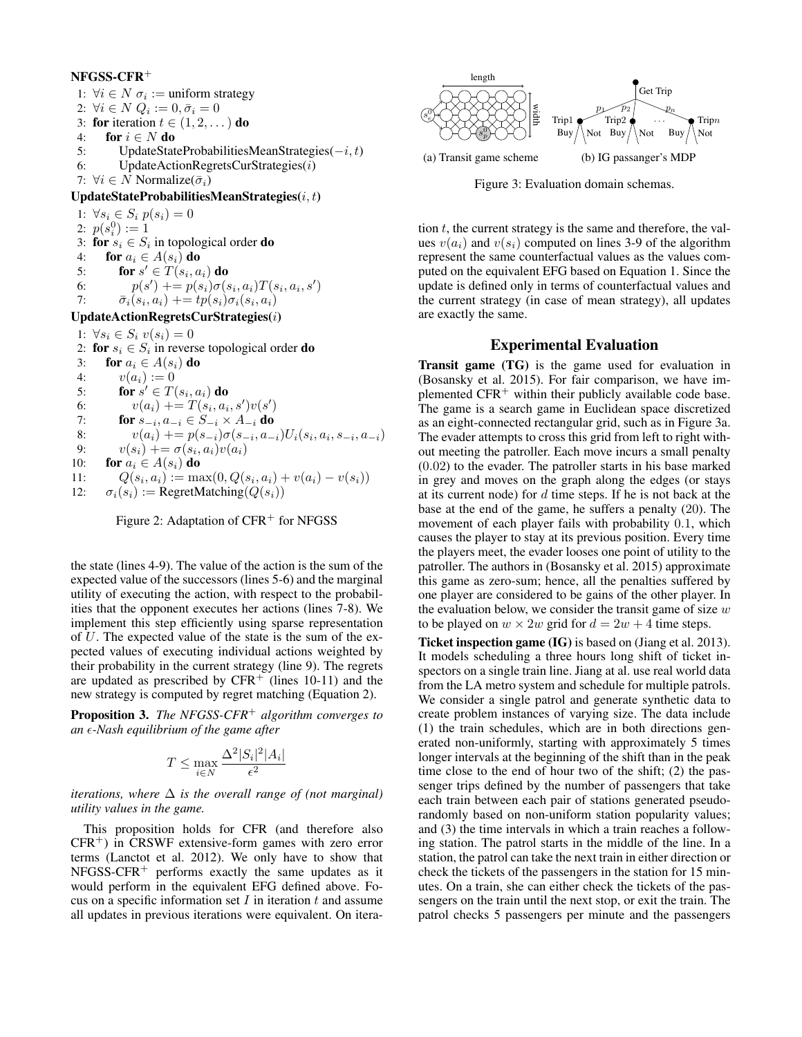**NFGSS-CFR$^+$**

```
1: ∀i ∈ N σ_i := uniform strategy
2: ∀i ∈ N Q_i := 0, σ̄_i = 0
3: for iteration t ∈ (1, 2, ...) do
4:     for i ∈ N do
5:         UpdateStateProbabilitiesMeanStrategies(−i, t)
6:         UpdateActionRegretsCurStrategies(i)
7: ∀i ∈ N Normalize(σ̄_i)
```

**UpdateStateProbabilitiesMeanStrategies**($i$, $t$)

```
1: ∀s_i ∈ S_i p(s_i) = 0
2: p(s_i^0) := 1
3: for s_i ∈ S_i in topological order do
4:     for a_i ∈ A(s_i) do
5:         for s' ∈ T(s_i, a_i) do
6:             p(s') += p(s_i)σ(s_i, a_i)T(s_i, a_i, s')
7:         σ̄_i(s_i, a_i) += t p(s_i)σ_i(s_i, a_i)
```

**UpdateActionRegretsCurStrategies**($i$)

```
1: ∀s_i ∈ S_i v(s_i) = 0
2: for s_i ∈ S_i in reverse topological order do
3:     for a_i ∈ A(s_i) do
4:         v(a_i) := 0
5:         for s' ∈ T(s_i, a_i) do
6:             v(a_i) += T(s_i, a_i, s')v(s')
7:         for s_{−i}, a_{−i} ∈ S_{−i} × A_{−i} do
8:             v(a_i) += p(s_{−i})σ(s_{−i}, a_{−i})U_i(s_i, a_i, s_{−i}, a_{−i})
9:         v(s_i) += σ(s_i, a_i)v(a_i)
10:    for a_i ∈ A(s_i) do
11:        Q(s_i, a_i) := max(0, Q(s_i, a_i) + v(a_i) − v(s_i))
12:    σ_i(s_i) := RegretMatching(Q(s_i))
```

Figure 2: Adaptation of CFR$^+$ for NFGSS

the state (lines 4-9). The value of the action is the sum of the expected value of the successors (lines 5-6) and the marginal utility of executing the action, with respect to the probabilities that the opponent executes her actions (lines 7-8). We implement this step efficiently using sparse representation of $U$. The expected value of the state is the sum of the expected values of executing individual actions weighted by their probability in the current strategy (line 9). The regrets are updated as prescribed by CFR$^+$ (lines 10-11) and the new strategy is computed by regret matching (Equation 2).

**Proposition 3.** *The NFGSS-CFR$^+$ algorithm converges to an $\epsilon$-Nash equilibrium of the game after*

$$T \leq \max_{i \in N} \frac{\Delta^2 |S_i|^2 |A_i|}{\epsilon^2}$$

*iterations, where $\Delta$ is the overall range of (not marginal) utility values in the game.*

This proposition holds for CFR (and therefore also CFR$^+$) in CRSWF extensive-form games with zero error terms (Lanctot et al. 2012). We only have to show that NFGSS-CFR$^+$ performs exactly the same updates as it would perform in the equivalent EFG defined above. Focus on a specific information set $I$ in iteration $t$ and assume all updates in previous iterations were equivalent. On iteration $t$, the current strategy is the same and therefore, the values $v(a_i)$ and $v(s_i)$ computed on lines 3-9 of the algorithm represent the same counterfactual values as the values computed on the equivalent EFG based on Equation 1. Since the update is defined only in terms of counterfactual values and the current strategy (in case of mean strategy), all updates are exactly the same.

(a) Transit game scheme (b) IG passanger's MDP

Figure 3: Evaluation domain schemas.

## Experimental Evaluation

**Transit game (TG)** is the game used for evaluation in (Bosansky et al. 2015). For fair comparison, we have implemented CFR$^+$ within their publicly available code base. The game is a search game in Euclidean space discretized as an eight-connected rectangular grid, such as in Figure 3a. The evader attempts to cross this grid from left to right without meeting the patroller. Each move incurs a small penalty (0.02) to the evader. The patroller starts in his base marked in grey and moves on the graph along the edges (or stays at its current node) for $d$ time steps. If he is not back at the base at the end of the game, he suffers a penalty (20). The movement of each player fails with probability 0.1, which causes the player to stay at its previous position. Every time the players meet, the evader looses one point of utility to the patroller. The authors in (Bosansky et al. 2015) approximate this game as zero-sum; hence, all the penalties suffered by one player are considered to be gains of the other player. In the evaluation below, we consider the transit game of size $w$ to be played on $w \times 2w$ grid for $d = 2w + 4$ time steps.

**Ticket inspection game (IG)** is based on (Jiang et al. 2013). It models scheduling a three hours long shift of ticket inspectors on a single train line. Jiang at al. use real world data from the LA metro system and schedule for multiple patrols. We consider a single patrol and generate synthetic data to create problem instances of varying size. The data include (1) the train schedules, which are in both directions generated non-uniformly, starting with approximately 5 times longer intervals at the beginning of the shift than in the peak time close to the end of hour two of the shift; (2) the passenger trips defined by the number of passengers that take each train between each pair of stations generated pseudo-randomly based on non-uniform station popularity values; and (3) the time intervals in which a train reaches a following station. The patrol starts in the middle of the line. In a station, the patrol can take the next train in either direction or check the tickets of the passengers in the station for 15 minutes. On a train, she can either check the tickets of the passengers on the train until the next stop, or exit the train. The patrol checks 5 passengers per minute and the passengers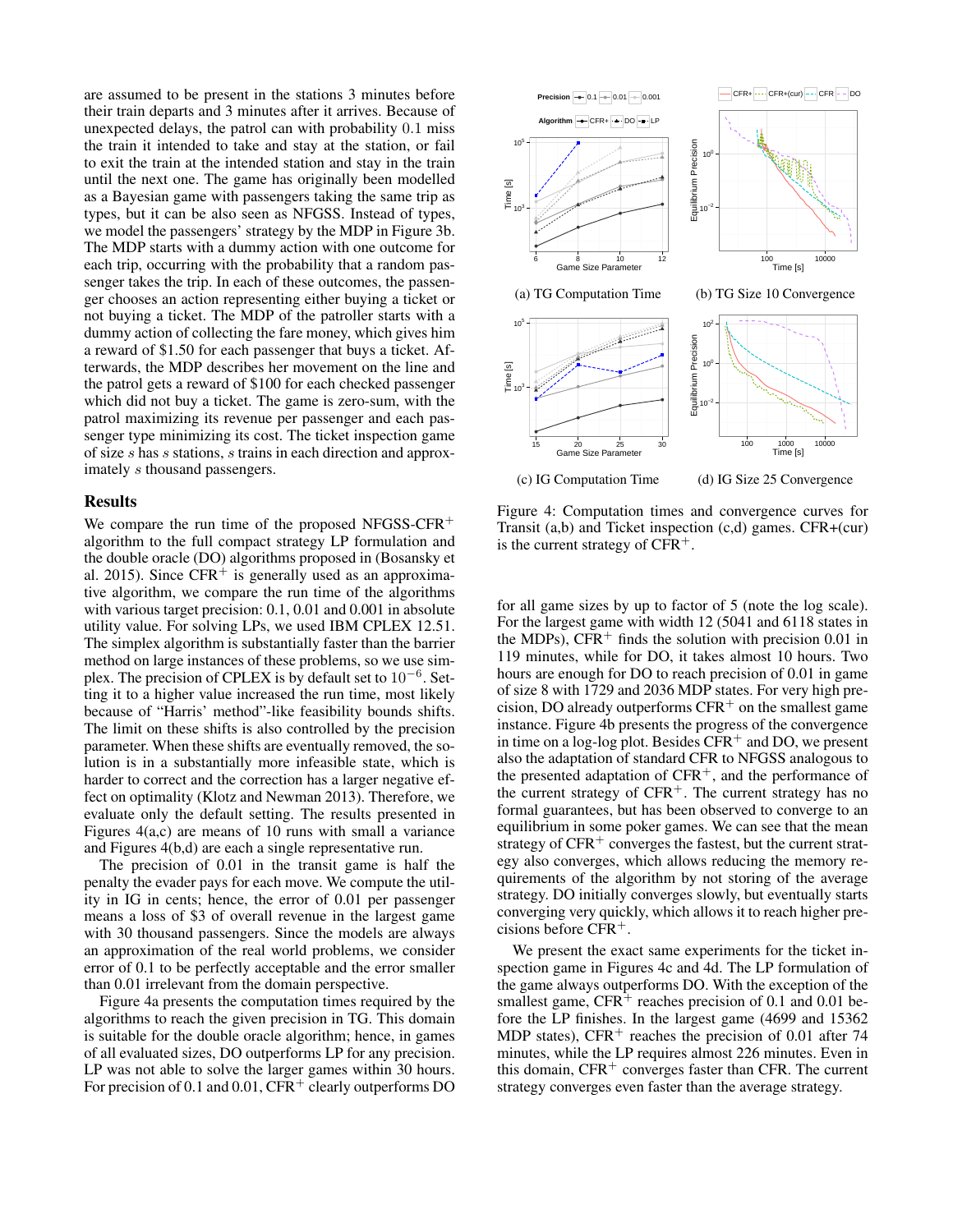are assumed to be present in the stations 3 minutes before their train departs and 3 minutes after it arrives. Because of unexpected delays, the patrol can with probability 0.1 miss the train it intended to take and stay at the station, or fail to exit the train at the intended station and stay in the train until the next one. The game has originally been modelled as a Bayesian game with passengers taking the same trip as types, but it can be also seen as NFGSS. Instead of types, we model the passengers' strategy by the MDP in Figure 3b. The MDP starts with a dummy action with one outcome for each trip, occurring with the probability that a random passenger takes the trip. In each of these outcomes, the passenger chooses an action representing either buying a ticket or not buying a ticket. The MDP of the patroller starts with a dummy action of collecting the fare money, which gives him a reward of \$1.50 for each passenger that buys a ticket. Afterwards, the MDP describes her movement on the line and the patrol gets a reward of \$100 for each checked passenger which did not buy a ticket. The game is zero-sum, with the patrol maximizing its revenue per passenger and each passenger type minimizing its cost. The ticket inspection game of size $s$ has $s$ stations, $s$ trains in each direction and approximately $s$ thousand passengers.

## Results

We compare the run time of the proposed NFGSS-CFR$^+$ algorithm to the full compact strategy LP formulation and the double oracle (DO) algorithms proposed in (Bosansky et al. 2015). Since CFR$^+$ is generally used as an approximative algorithm, we compare the run time of the algorithms with various target precision: 0.1, 0.01 and 0.001 in absolute utility value. For solving LPs, we used IBM CPLEX 12.51. The simplex algorithm is substantially faster than the barrier method on large instances of these problems, so we use simplex. The precision of CPLEX is by default set to $10^{-6}$. Setting it to a higher value increased the run time, most likely because of "Harris' method"-like feasibility bounds shifts. The limit on these shifts is also controlled by the precision parameter. When these shifts are eventually removed, the solution is in a substantially more infeasible state, which is harder to correct and the correction has a larger negative effect on optimality (Klotz and Newman 2013). Therefore, we evaluate only the default setting. The results presented in Figures 4(a,c) are means of 10 runs with small a variance and Figures 4(b,d) are each a single representative run.

The precision of 0.01 in the transit game is half the penalty the evader pays for each move. We compute the utility in IG in cents; hence, the error of 0.01 per passenger means a loss of \$3 of overall revenue in the largest game with 30 thousand passengers. Since the models are always an approximation of the real world problems, we consider error of 0.1 to be perfectly acceptable and the error smaller than 0.01 irrelevant from the domain perspective.

Figure 4a presents the computation times required by the algorithms to reach the given precision in TG. This domain is suitable for the double oracle algorithm; hence, in games of all evaluated sizes, DO outperforms LP for any precision. LP was not able to solve the larger games within 30 hours. For precision of 0.1 and 0.01, CFR$^+$ clearly outperforms DO

Precision 0.1 0.01 0.001
Algorithm CFR+ DO LP
Time [s]
$10^5$
$10^3$
6 8 10 12
Game Size Parameter

(a) TG Computation Time

CFR+ CFR+(cur) CFR DO
Equilibrium Precision
$10^0$
$10^{-2}$
100 10000
Time [s]

(b) TG Size 10 Convergence

Time [s]
$10^5$
$10^3$
15 20 25 30
Game Size Parameter

(c) IG Computation Time

Equilibrium Precision
$10^2$
$10^0$
$10^{-2}$
100 1000 10000
Time [s]

(d) IG Size 25 Convergence

Figure 4: Computation times and convergence curves for Transit (a,b) and Ticket inspection (c,d) games. CFR+(cur) is the current strategy of CFR$^+$.

for all game sizes by up to factor of 5 (note the log scale). For the largest game with width 12 (5041 and 6118 states in the MDPs), CFR$^+$ finds the solution with precision 0.01 in 119 minutes, while for DO, it takes almost 10 hours. Two hours are enough for DO to reach precision of 0.01 in a game of size 8 with 1729 and 2036 MDP states. For very high precision, DO already outperforms CFR$^+$ on the smallest game instance. Figure 4b presents the progress of the convergence in time on a log-log plot. Besides CFR$^+$ and DO, we present also the adaptation of standard CFR to NFGSS analogous to the presented adaptation of CFR$^+$, and the performance of the current strategy of CFR$^+$. The current strategy has no formal guarantees, but has been observed to converge to an equilibrium in some poker games. We can see that the mean strategy of CFR$^+$ converges the fastest, but the current strategy also converges, which allows reducing the memory requirements of the algorithm by not storing of the average strategy. DO initially converges slowly, but eventually starts converging very quickly, which allows it to reach higher precisions before CFR$^+$.

We present the exact same experiments for the ticket inspection game in Figures 4c and 4d. The LP formulation of the game always outperforms DO. With the exception of the smallest game, CFR$^+$ reaches precision of 0.1 and 0.01 before the LP finishes. In the largest game (4699 and 15362 MDP states), CFR$^+$ reaches the precision of 0.01 after 74 minutes, while the LP requires almost 226 minutes. Even in this domain, CFR$^+$ converges faster than CFR. The current strategy converges even faster than the average strategy.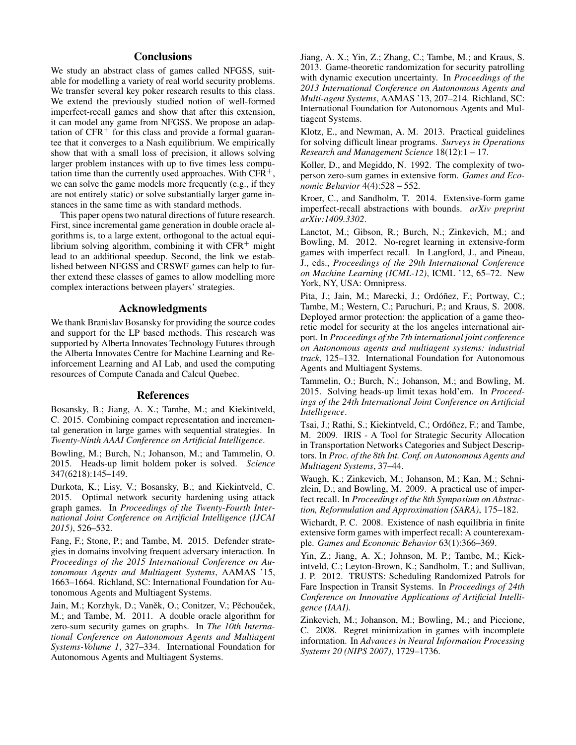## Conclusions

We study an abstract class of games called NFGSS, suitable for modelling a variety of real world security problems. We transfer several key poker research results to this class. We extend the previously studied notion of well-formed imperfect-recall games and show that after this extension, it can model any game from NFGSS. We propose an adaptation of CFR$^+$ for this class and provide a formal guarantee that it converges to a Nash equilibrium. We empirically show that with a small loss of precision, it allows solving larger problem instances with up to five times less computation time than the currently used approaches. With CFR$^+$, we can solve the game models more frequently (e.g., if they are not entirely static) or solve substantially larger game instances in the same time as with standard methods.

This paper opens two natural directions of future research. First, since incremental game generation in double oracle algorithms is, to a large extent, orthogonal to the actual equilibrium solving algorithm, combining it with CFR$^+$ might lead to an additional speedup. Second, the link we established between NFGSS and CRSWF games can help to further extend these classes of games to allow modelling more complex interactions between players' strategies.

## Acknowledgments

We thank Branislav Bosansky for providing the source codes and support for the LP based methods. This research was supported by Alberta Innovates Technology Futures through the Alberta Innovates Centre for Machine Learning and Reinforcement Learning and AI Lab, and used the computing resources of Compute Canada and Calcul Quebec.

## References

Bosansky, B.; Jiang, A. X.; Tambe, M.; and Kiekintveld, C. 2015. Combining compact representation and incremental generation in large games with sequential strategies. In *Twenty-Ninth AAAI Conference on Artificial Intelligence*.

Bowling, M.; Burch, N.; Johanson, M.; and Tammelin, O. 2015. Heads-up limit holdem poker is solved. *Science* 347(6218):145–149.

Durkota, K.; Lisy, V.; Bosansky, B.; and Kiekintveld, C. 2015. Optimal network security hardening using attack graph games. In *Proceedings of the Twenty-Fourth International Joint Conference on Artificial Intelligence (IJCAI 2015)*, 526–532.

Fang, F.; Stone, P.; and Tambe, M. 2015. Defender strategies in domains involving frequent adversary interaction. In *Proceedings of the 2015 International Conference on Autonomous Agents and Multiagent Systems*, AAMAS '15, 1663–1664. Richland, SC: International Foundation for Autonomous Agents and Multiagent Systems.

Jain, M.; Korzhyk, D.; Vaněk, O.; Conitzer, V.; Pěchouček, M.; and Tambe, M. 2011. A double oracle algorithm for zero-sum security games on graphs. In *The 10th International Conference on Autonomous Agents and Multiagent Systems-Volume 1*, 327–334. International Foundation for Autonomous Agents and Multiagent Systems.

Jiang, A. X.; Yin, Z.; Zhang, C.; Tambe, M.; and Kraus, S. 2013. Game-theoretic randomization for security patrolling with dynamic execution uncertainty. In *Proceedings of the 2013 International Conference on Autonomous Agents and Multi-agent Systems*, AAMAS '13, 207–214. Richland, SC: International Foundation for Autonomous Agents and Multiagent Systems.

Klotz, E., and Newman, A. M. 2013. Practical guidelines for solving difficult linear programs. *Surveys in Operations Research and Management Science* 18(12):1 – 17.

Koller, D., and Megiddo, N. 1992. The complexity of two-person zero-sum games in extensive form. *Games and Economic Behavior* 4(4):528 – 552.

Kroer, C., and Sandholm, T. 2014. Extensive-form game imperfect-recall abstractions with bounds. *arXiv preprint arXiv:1409.3302*.

Lanctot, M.; Gibson, R.; Burch, N.; Zinkevich, M.; and Bowling, M. 2012. No-regret learning in extensive-form games with imperfect recall. In Langford, J., and Pineau, J., eds., *Proceedings of the 29th International Conference on Machine Learning (ICML-12)*, ICML '12, 65–72. New York, NY, USA: Omnipress.

Pita, J.; Jain, M.; Marecki, J.; Ordóñez, F.; Portway, C.; Tambe, M.; Western, C.; Paruchuri, P.; and Kraus, S. 2008. Deployed armor protection: the application of a game theoretic model for security at the los angeles international airport. In *Proceedings of the 7th international joint conference on Autonomous agents and multiagent systems: industrial track*, 125–132. International Foundation for Autonomous Agents and Multiagent Systems.

Tammelin, O.; Burch, N.; Johanson, M.; and Bowling, M. 2015. Solving heads-up limit texas hold'em. In *Proceedings of the 24th International Joint Conference on Artificial Intelligence*.

Tsai, J.; Rathi, S.; Kiekintveld, C.; Ordóñez, F.; and Tambe, M. 2009. IRIS - A Tool for Strategic Security Allocation in Transportation Networks Categories and Subject Descriptors. In *Proc. of the 8th Int. Conf. on Autonomous Agents and Multiagent Systems*, 37–44.

Waugh, K.; Zinkevich, M.; Johanson, M.; Kan, M.; Schnizlein, D.; and Bowling, M. 2009. A practical use of imperfect recall. In *Proceedings of the 8th Symposium on Abstraction, Reformulation and Approximation (SARA)*, 175–182.

Wichardt, P. C. 2008. Existence of nash equilibria in finite extensive form games with imperfect recall: A counterexample. *Games and Economic Behavior* 63(1):366–369.

Yin, Z.; Jiang, A. X.; Johnson, M. P.; Tambe, M.; Kiekintveld, C.; Leyton-Brown, K.; Sandholm, T.; and Sullivan, J. P. 2012. TRUSTS: Scheduling Randomized Patrols for Fare Inspection in Transit Systems. In *Proceedings of 24th Conference on Innovative Applications of Artificial Intelligence (IAAI)*.

Zinkevich, M.; Johanson, M.; Bowling, M.; and Piccione, C. 2008. Regret minimization in games with incomplete information. In *Advances in Neural Information Processing Systems 20 (NIPS 2007)*, 1729–1736.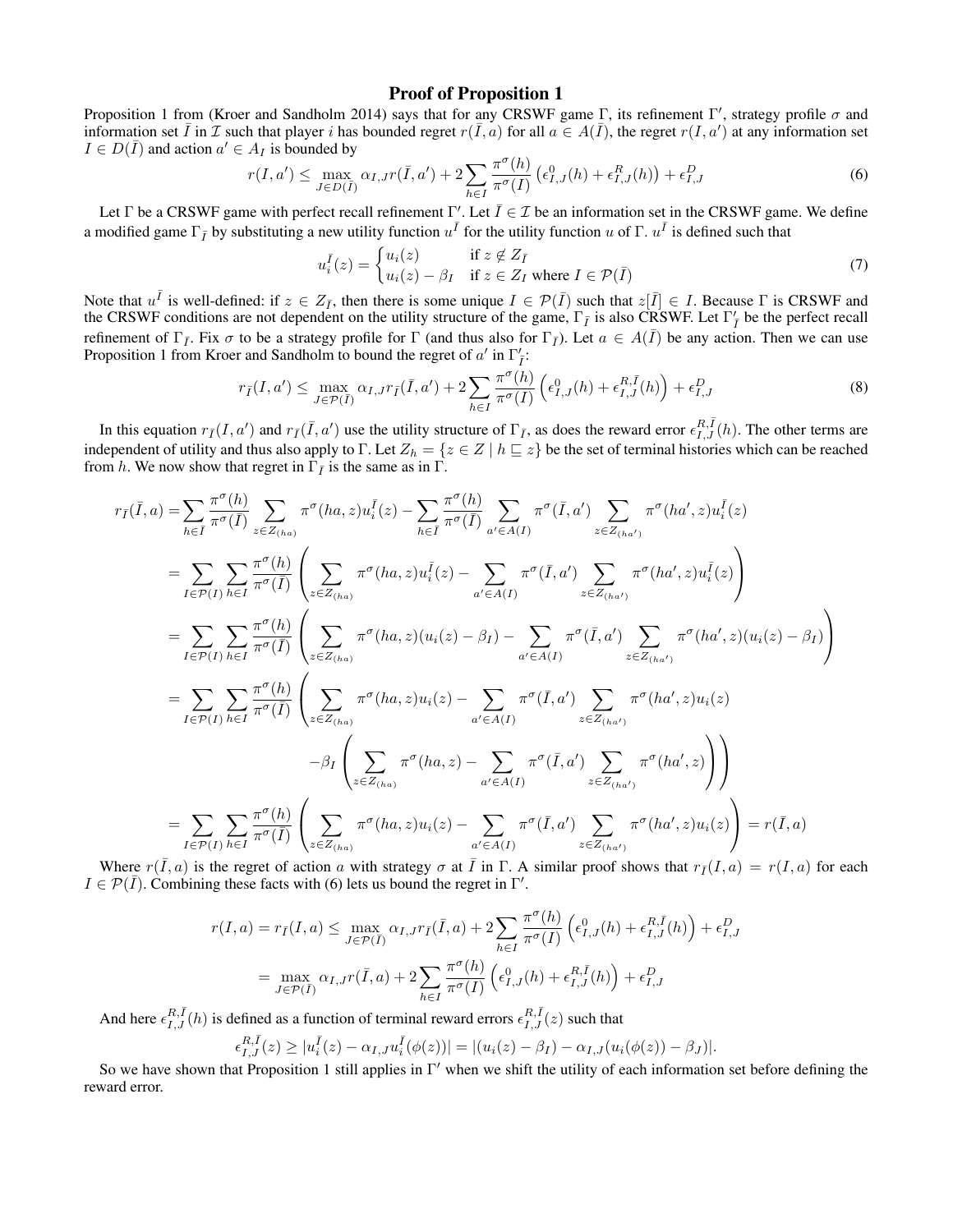## Proof of Proposition 1

Proposition 1 from (Kroer and Sandholm 2014) says that for any CRSWF game $\Gamma$, its refinement $\Gamma'$, strategy profile $\sigma$ and information set $\bar{I}$ in $\mathcal{I}$ such that player $i$ has bounded regret $r(\bar{I}, a)$ for all $a \in A(\bar{I})$, the regret $r(I, a')$ at any information set $I \in D(\bar{I})$ and action $a' \in A_I$ is bounded by

$$r(I, a') \leq \max_{J \in D(\bar{I})} \alpha_{I,J} r(\bar{I}, a') + 2 \sum_{h \in I} \frac{\pi^\sigma(h)}{\pi^\sigma(I)} \left( \epsilon^0_{I,J}(h) + \epsilon^R_{I,J}(h) \right) + \epsilon^D_{I,J} \tag{6}$$

Let $\Gamma$ be a CRSWF game with perfect recall refinement $\Gamma'$. Let $\bar{I} \in \mathcal{I}$ be an information set in the CRSWF game. We define a modified game $\Gamma_{\bar{I}}$ by substituting a new utility function $u^{\bar{I}}$ for the utility function $u$ of $\Gamma$. $u^{\bar{I}}$ is defined such that

$$u_i^{\bar{I}}(z) = \begin{cases} u_i(z) & \text{if } z \notin Z_{\bar{I}} \\ u_i(z) - \beta_I & \text{if } z \in Z_I \text{ where } I \in \mathcal{P}(\bar{I}) \end{cases} \tag{7}$$

Note that $u^{\bar{I}}$ is well-defined: if $z \in Z_{\bar{I}}$, then there is some unique $I \in \mathcal{P}(\bar{I})$ such that $z[\bar{I}] \in I$. Because $\Gamma$ is CRSWF and the CRSWF conditions are not dependent on the utility structure of the game, $\Gamma_{\bar{I}}$ is also CRSWF. Let $\Gamma'_{\bar{I}}$ be the perfect recall refinement of $\Gamma_{\bar{I}}$. Fix $\sigma$ to be a strategy profile for $\Gamma$ (and thus also for $\Gamma_{\bar{I}}$). Let $a \in A(\bar{I})$ be any action. Then we can use Proposition 1 from Kroer and Sandholm to bound the regret of $a'$ in $\Gamma'_{\bar{I}}$:

$$r_{\bar{I}}(I, a') \leq \max_{J \in \mathcal{P}(\bar{I})} \alpha_{I,J} r_{\bar{I}}(\bar{I}, a') + 2 \sum_{h \in I} \frac{\pi^\sigma(h)}{\pi^\sigma(I)} \left( \epsilon^0_{I,J}(h) + \epsilon^{R,\bar{I}}_{I,J}(h) \right) + \epsilon^D_{I,J} \tag{8}$$

In this equation $r_{\bar{I}}(I, a')$ and $r_{\bar{I}}(\bar{I}, a')$ use the utility structure of $\Gamma_{\bar{I}}$, as does the reward error $\epsilon^{R,\bar{I}}_{I,J}(h)$. The other terms are independent of utility and thus also apply to $\Gamma$. Let $Z_h = \{z \in Z \mid h \sqsubseteq z\}$ be the set of terminal histories which can be reached from $h$. We now show that regret in $\Gamma_{\bar{I}}$ is the same as in $\Gamma$.

$$\begin{aligned}
r_{\bar{I}}(\bar{I}, a) &= \sum_{h \in \bar{I}} \frac{\pi^\sigma(h)}{\pi^\sigma(\bar{I})} \sum_{z \in Z_{(ha)}} \pi^\sigma(ha, z) u_i^{\bar{I}}(z) - \sum_{h \in \bar{I}} \frac{\pi^\sigma(h)}{\pi^\sigma(\bar{I})} \sum_{a' \in A(I)} \pi^\sigma(\bar{I}, a') \sum_{z \in Z_{(ha')}} \pi^\sigma(ha', z) u_i^{\bar{I}}(z) \\
&= \sum_{I \in \mathcal{P}(I)} \sum_{h \in I} \frac{\pi^\sigma(h)}{\pi^\sigma(\bar{I})} \left( \sum_{z \in Z_{(ha)}} \pi^\sigma(ha, z) u_i^{\bar{I}}(z) - \sum_{a' \in A(I)} \pi^\sigma(\bar{I}, a') \sum_{z \in Z_{(ha')}} \pi^\sigma(ha', z) u_i^{\bar{I}}(z) \right) \\
&= \sum_{I \in \mathcal{P}(I)} \sum_{h \in I} \frac{\pi^\sigma(h)}{\pi^\sigma(\bar{I})} \left( \sum_{z \in Z_{(ha)}} \pi^\sigma(ha, z)(u_i(z) - \beta_I) - \sum_{a' \in A(I)} \pi^\sigma(\bar{I}, a') \sum_{z \in Z_{(ha')}} \pi^\sigma(ha', z)(u_i(z) - \beta_I) \right) \\
&= \sum_{I \in \mathcal{P}(I)} \sum_{h \in I} \frac{\pi^\sigma(h)}{\pi^\sigma(\bar{I})} \left( \sum_{z \in Z_{(ha)}} \pi^\sigma(ha, z) u_i(z) - \sum_{a' \in A(I)} \pi^\sigma(\bar{I}, a') \sum_{z \in Z_{(ha')}} \pi^\sigma(ha', z) u_i(z) \right. \\
&\qquad \left. - \beta_I \left( \sum_{z \in Z_{(ha)}} \pi^\sigma(ha, z) - \sum_{a' \in A(I)} \pi^\sigma(\bar{I}, a') \sum_{z \in Z_{(ha')}} \pi^\sigma(ha', z) \right) \right) \\
&= \sum_{I \in \mathcal{P}(I)} \sum_{h \in I} \frac{\pi^\sigma(h)}{\pi^\sigma(\bar{I})} \left( \sum_{z \in Z_{(ha)}} \pi^\sigma(ha, z) u_i(z) - \sum_{a' \in A(I)} \pi^\sigma(\bar{I}, a') \sum_{z \in Z_{(ha')}} \pi^\sigma(ha', z) u_i(z) \right) = r(\bar{I}, a)
\end{aligned}$$

Where $r(\bar{I}, a)$ is the regret of action $a$ with strategy $\sigma$ at $\bar{I}$ in $\Gamma$. A similar proof shows that $r_{\bar{I}}(I, a) = r(I, a)$ for each $I \in \mathcal{P}(\bar{I})$. Combining these facts with (6) lets us bound the regret in $\Gamma'$.

$$\begin{aligned}
r(I, a) = r_{\bar{I}}(I, a) &\leq \max_{J \in \mathcal{P}(\bar{I})} \alpha_{I,J} r_{\bar{I}}(\bar{I}, a) + 2 \sum_{h \in I} \frac{\pi^\sigma(h)}{\pi^\sigma(I)} \left( \epsilon^0_{I,J}(h) + \epsilon^{R,\bar{I}}_{I,J}(h) \right) + \epsilon^D_{I,J} \\
&= \max_{J \in \mathcal{P}(\bar{I})} \alpha_{I,J} r(\bar{I}, a) + 2 \sum_{h \in I} \frac{\pi^\sigma(h)}{\pi^\sigma(I)} \left( \epsilon^0_{I,J}(h) + \epsilon^{R,\bar{I}}_{I,J}(h) \right) + \epsilon^D_{I,J}
\end{aligned}$$

And here $\epsilon^{R,\bar{I}}_{I,J}(h)$ is defined as a function of terminal reward errors $\epsilon^{R,\bar{I}}_{I,J}(z)$ such that

$$\epsilon^{R,\bar{I}}_{I,J}(z) \geq |u_i^{\bar{I}}(z) - \alpha_{I,J} u_i^{\bar{I}}(\phi(z))| = |(u_i(z) - \beta_I) - \alpha_{I,J}(u_i(\phi(z)) - \beta_J)|.$$

So we have shown that Proposition 1 still applies in $\Gamma'$ when we shift the utility of each information set before defining the reward error.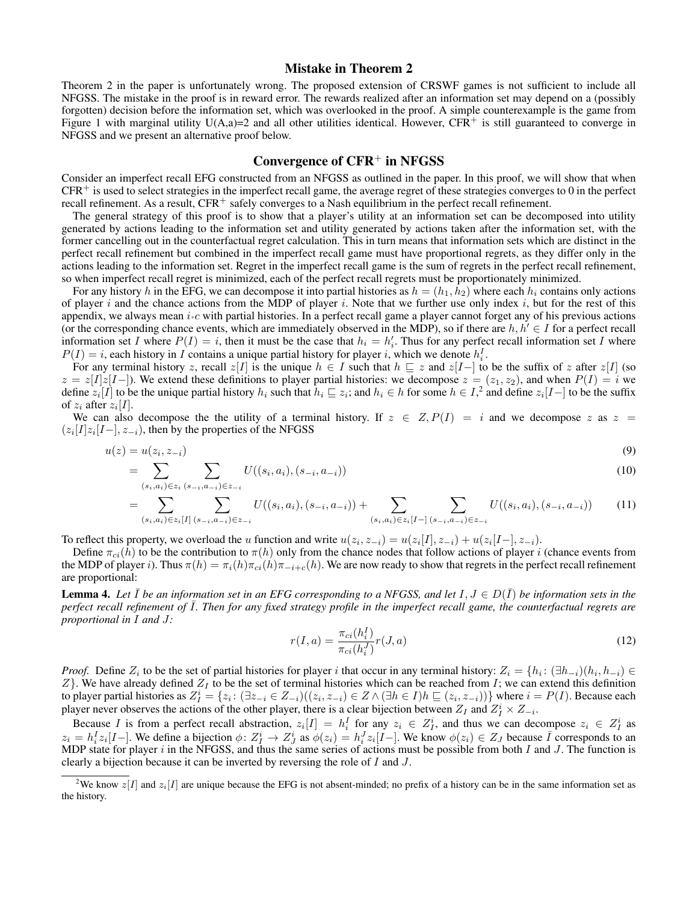## Mistake in Theorem 2

Theorem 2 in the paper is unfortunately wrong. The proposed extension of CRSWF games is not sufficient to include all NFGSS. The mistake in the proof is in reward error. The rewards realized after an information set may depend on a (possibly forgotten) decision before the information set, which was overlooked in the proof. A simple counterexample is the game from Figure 1 with marginal utility U(A,a)=2 and all other utilities identical. However, CFR$^+$ is still guaranteed to converge in NFGSS and we present an alternative proof below.

## Convergence of CFR$^+$ in NFGSS

Consider an imperfect recall EFG constructed from an NFGSS as outlined in the paper. In this proof, we will show that when CFR$^+$ is used to select strategies in the imperfect recall game, the average regret of these strategies converges to 0 in the perfect recall refinement. As a result, CFR$^+$ safely converges to a Nash equilibrium in the perfect recall refinement.

The general strategy of this proof is to show that a player's utility at an information set can be decomposed into utility generated by actions leading to the information set and utility generated by actions taken after the information set, with the former cancelling out in the counterfactual regret calculation. This in turn means that information sets which are distinct in the perfect recall refinement but combined in the imperfect recall game must have proportional regrets, as they differ only in the actions leading to the information set. Regret in the imperfect recall game is the sum of regrets in the perfect recall refinement, so when imperfect recall regret is minimized, each of the perfect recall regrets must be proportionately minimized.

For any history $h$ in the EFG, we can decompose it into partial histories as $h = (h_1, h_2)$ where each $h_i$ contains only actions of player $i$ and the chance actions from the MDP of player $i$. Note that we further use only index $i$, but for the rest of this appendix, we always mean $i{\cdot}c$ with partial histories. In a perfect recall game a player cannot forget any of his previous actions (or the corresponding chance events, which are immediately observed in the MDP), so if there are $h, h' \in I$ for a perfect recall information set $I$ where $P(I) = i$, then it must be the case that $h_i = h'_i$. Thus for any perfect recall information set $I$ where $P(I) = i$, each history in $I$ contains a unique partial history for player $i$, which we denote $h_i^I$.

For any terminal history $z$, recall $z[I]$ is the unique $h \in I$ such that $h \sqsubseteq z$ and $z[I-]$ to be the suffix of $z$ after $z[I]$ (so $z = z[I]z[I-]$). We extend these definitions to player partial histories: we decompose $z = (z_1, z_2)$, and when $P(I) = i$ we define $z_i[I]$ to be the unique partial history $h_i$ such that $h_i \sqsubseteq z_i$; and $h_i \in h$ for some $h \in I$,[2] and define $z_i[I-]$ to be the suffix of $z_i$ after $z_i[I]$.

We can also decompose the the utility of a terminal history. If $z \in Z, P(I) = i$ and we decompose $z$ as $z = (z_i[I]z_i[I-], z_{-i})$, then by the properties of the NFGSS

$$u(z) = u(z_i, z_{-i}) \tag{9}$$

$$= \sum_{(s_i,a_i)\in z_i} \sum_{(s_{-i},a_{-i})\in z_{-i}} U((s_i,a_i),(s_{-i},a_{-i})) \tag{10}$$

$$= \sum_{(s_i,a_i)\in z_i[I]} \sum_{(s_{-i},a_{-i})\in z_{-i}} U((s_i,a_i),(s_{-i},a_{-i})) + \sum_{(s_i,a_i)\in z_i[I-]} \sum_{(s_{-i},a_{-i})\in z_{-i}} U((s_i,a_i),(s_{-i},a_{-i})) \tag{11}$$

To reflect this property, we overload the $u$ function and write $u(z_i, z_{-i}) = u(z_i[I], z_{-i}) + u(z_i[I-], z_{-i})$.

Define $\pi_{ci}(h)$ to be the contribution to $\pi(h)$ only from the chance nodes that follow actions of player $i$ (chance events from the MDP of player $i$). Thus $\pi(h) = \pi_i(h)\pi_{ci}(h)\pi_{-i+c}(h)$. We are now ready to show that regrets in the perfect recall refinement are proportional:

**Lemma 4.** *Let $\bar{I}$ be an information set in an EFG corresponding to a NFGSS, and let $I, J \in D(\bar{I})$ be information sets in the perfect recall refinement of $\bar{I}$. Then for any fixed strategy profile in the imperfect recall game, the counterfactual regrets are proportional in $I$ and $J$:*

$$r(I,a) = \frac{\pi_{ci}(h_i^I)}{\pi_{ci}(h_i^J)} r(J,a) \tag{12}$$

*Proof.* Define $Z_i$ to be the set of partial histories for player $i$ that occur in any terminal history: $Z_i = \{h_i \colon (\exists h_{-i})(h_i, h_{-i}) \in Z\}$. We have already defined $Z_I$ to be the set of terminal histories which can be reached from $I$; we can extend this definition to player partial histories as $Z_I^i = \{z_i \colon (\exists z_{-i} \in Z_{-i})((z_i, z_{-i}) \in Z \wedge (\exists h \in I) h \sqsubseteq (z_i, z_{-i}))\}$ where $i = P(I)$. Because each player never observes the actions of the other player, there is a clear bijection between $Z_I$ and $Z_I^i \times Z_{-i}$.

Because $I$ is from a perfect recall abstraction, $z_i[I] = h_i^I$ for any $z_i \in Z_I^i$, and thus we can decompose $z_i \in Z_I^i$ as $z_i = h_i^I z_i[I-]$. We define a bijection $\phi \colon Z_I^i \to Z_J^i$ as $\phi(z_i) = h_i^J z_i[I-]$. We know $\phi(z_i) \in Z_J$ because $\bar{I}$ corresponds to an MDP state for player $i$ in the NFGSS, and thus the same series of actions must be possible from both $I$ and $J$. The function is clearly a bijection because it can be inverted by reversing the role of $I$ and $J$.

[2] We know $z[I]$ and $z_i[I]$ are unique because the EFG is not absent-minded; no prefix of a history can be in the same information set as the history.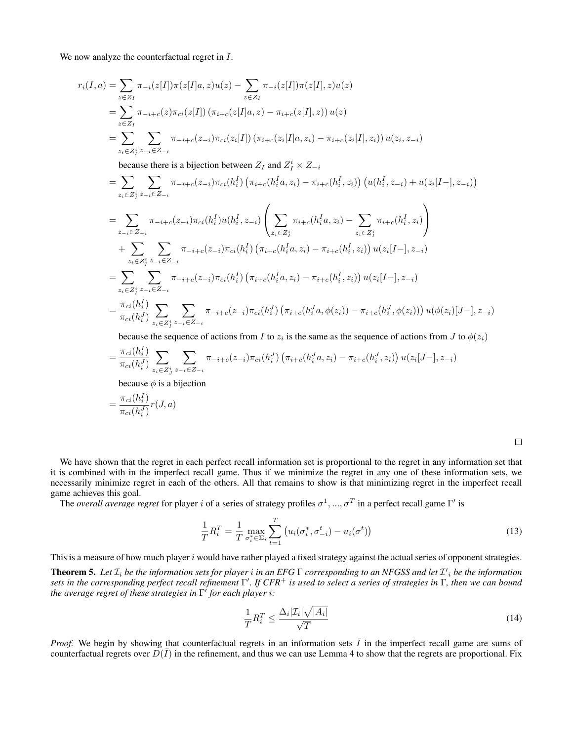We now analyze the counterfactual regret in $I$.

$$
\begin{aligned}
r_i(I,a) &= \sum_{z\in Z_I} \pi_{-i}(z[I])\pi(z[I]a,z)u(z) - \sum_{z\in Z_I} \pi_{-i}(z[I])\pi(z[I],z)u(z) \\
&= \sum_{z\in Z_I} \pi_{-i+c}(z)\pi_{ci}(z[I])\left(\pi_{i+c}(z[I]a,z) - \pi_{i+c}(z[I],z)\right)u(z) \\
&= \sum_{z_i\in Z_I^i}\sum_{z_{-i}\in Z_{-i}} \pi_{-i+c}(z_{-i})\pi_{ci}(z_i[I])\left(\pi_{i+c}(z_i[I]a,z_i) - \pi_{i+c}(z_i[I],z_i)\right)u(z_i,z_{-i}) \\
&\quad \text{because there is a bijection between } Z_I \text{ and } Z_I^i \times Z_{-i} \\
&= \sum_{z_i\in Z_I^i}\sum_{z_{-i}\in Z_{-i}} \pi_{-i+c}(z_{-i})\pi_{ci}(h_i^I)\left(\pi_{i+c}(h_i^I a,z_i) - \pi_{i+c}(h_i^I,z_i)\right)\left(u(h_i^I,z_{-i}) + u(z_i[I-],z_{-i})\right) \\
&= \sum_{z_{-i}\in Z_{-i}} \pi_{-i+c}(z_{-i})\pi_{ci}(h_i^I)u(h_i^I,z_{-i})\left(\sum_{z_i\in Z_I^i}\pi_{i+c}(h_i^I a,z_i) - \sum_{z_i\in Z_I^i}\pi_{i+c}(h_i^I,z_i)\right) \\
&\quad + \sum_{z_i\in Z_I^i}\sum_{z_{-i}\in Z_{-i}} \pi_{-i+c}(z_{-i})\pi_{ci}(h_i^I)\left(\pi_{i+c}(h_i^I a,z_i) - \pi_{i+c}(h_i^I,z_i)\right)u(z_i[I-],z_{-i}) \\
&= \sum_{z_i\in Z_I^i}\sum_{z_{-i}\in Z_{-i}} \pi_{-i+c}(z_{-i})\pi_{ci}(h_i^I)\left(\pi_{i+c}(h_i^I a,z_i) - \pi_{i+c}(h_i^I,z_i)\right)u(z_i[I-],z_{-i}) \\
&= \frac{\pi_{ci}(h_i^I)}{\pi_{ci}(h_i^J)}\sum_{z_i\in Z_I^i}\sum_{z_{-i}\in Z_{-i}} \pi_{-i+c}(z_{-i})\pi_{ci}(h_i^J)\left(\pi_{i+c}(h_i^J a,\phi(z_i)) - \pi_{i+c}(h_i^J,\phi(z_i))\right)u(\phi(z_i)[J-],z_{-i}) \\
&\quad \text{because the sequence of actions from } I \text{ to } z_i \text{ is the same as the sequence of actions from } J \text{ to } \phi(z_i) \\
&= \frac{\pi_{ci}(h_i^I)}{\pi_{ci}(h_i^J)}\sum_{z_i\in Z_J^i}\sum_{z_{-i}\in Z_{-i}} \pi_{-i+c}(z_{-i})\pi_{ci}(h_i^J)\left(\pi_{i+c}(h_i^J a,z_i) - \pi_{i+c}(h_i^J,z_i)\right)u(z_i[J-],z_{-i}) \\
&\quad \text{because } \phi \text{ is a bijection} \\
&= \frac{\pi_{ci}(h_i^I)}{\pi_{ci}(h_i^J)} r(J,a)
\end{aligned}
$$

□

We have shown that the regret in each perfect recall information set is proportional to the regret in any information set that it is combined with in the imperfect recall game. Thus if we minimize the regret in any one of these information sets, we necessarily minimize regret in each of the others. All that remains to show is that minimizing regret in the imperfect recall game achieves this goal.

The *overall average regret* for player $i$ of a series of strategy profiles $\sigma^1, ..., \sigma^T$ in a perfect recall game $\Gamma'$ is

$$
\frac{1}{T}R_i^T = \frac{1}{T}\max_{\sigma_i^*\in\Sigma_i}\sum_{t=1}^{T}\left(u_i(\sigma_i^*,\sigma_{-i}^t) - u_i(\sigma^t)\right) \tag{13}
$$

This is a measure of how much player $i$ would have rather played a fixed strategy against the actual series of opponent strategies.

**Theorem 5.** *Let $\mathcal{I}_i$ be the information sets for player $i$ in an EFG $\Gamma$ corresponding to an NFGSS and let $\mathcal{I}'_i$ be the information sets in the corresponding perfect recall refinement $\Gamma'$. If CFR$^+$ is used to select a series of strategies in $\Gamma$, then we can bound the average regret of these strategies in $\Gamma'$ for each player $i$:*

$$
\frac{1}{T}R_i^T \le \frac{\Delta_i|\mathcal{I}_i|\sqrt{|A_i|}}{\sqrt{T}} \tag{14}
$$

*Proof.* We begin by showing that counterfactual regrets in an information sets $\bar{I}$ in the imperfect recall game are sums of counterfactual regrets over $D(\bar{I})$ in the refinement, and thus we can use Lemma 4 to show that the regrets are proportional. Fix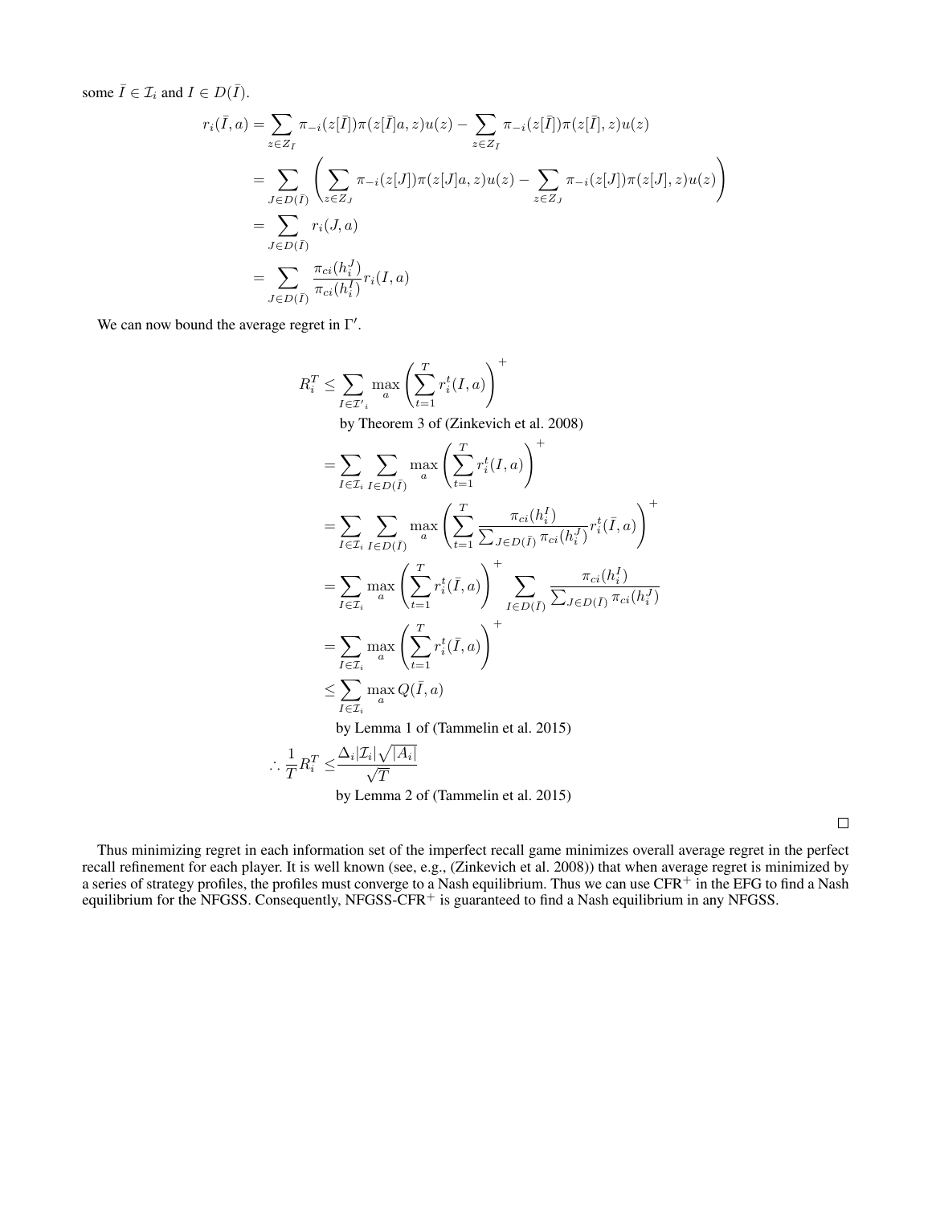some $\bar{I} \in \mathcal{I}_i$ and $I \in D(\bar{I})$.

$$
\begin{aligned}
r_i(\bar{I}, a) &= \sum_{z \in Z_{\bar{I}}} \pi_{-i}(z[\bar{I}])\pi(z[\bar{I}]a, z)u(z) - \sum_{z \in Z_{\bar{I}}} \pi_{-i}(z[\bar{I}])\pi(z[\bar{I}], z)u(z) \\
&= \sum_{J \in D(\bar{I})} \left( \sum_{z \in Z_J} \pi_{-i}(z[J])\pi(z[J]a, z)u(z) - \sum_{z \in Z_J} \pi_{-i}(z[J])\pi(z[J], z)u(z) \right) \\
&= \sum_{J \in D(\bar{I})} r_i(J, a) \\
&= \sum_{J \in D(\bar{I})} \frac{\pi_{ci}(h_i^J)}{\pi_{ci}(h_i^I)} r_i(I, a)
\end{aligned}
$$

We can now bound the average regret in $\Gamma'$.

$$
\begin{aligned}
R_i^T &\leq \sum_{I \in \mathcal{I}'_i} \max_a \left( \sum_{t=1}^{T} r_i^t(I, a) \right)^+ \\
&\quad \text{by Theorem 3 of (Zinkevich et al. 2008)} \\
&= \sum_{I \in \mathcal{I}_i} \sum_{I \in D(\bar{I})} \max_a \left( \sum_{t=1}^{T} r_i^t(I, a) \right)^+ \\
&= \sum_{I \in \mathcal{I}_i} \sum_{I \in D(\bar{I})} \max_a \left( \sum_{t=1}^{T} \frac{\pi_{ci}(h_i^I)}{\sum_{J \in D(\bar{I})} \pi_{ci}(h_i^J)} r_i^t(\bar{I}, a) \right)^+ \\
&= \sum_{I \in \mathcal{I}_i} \max_a \left( \sum_{t=1}^{T} r_i^t(\bar{I}, a) \right)^+ \sum_{I \in D(\bar{I})} \frac{\pi_{ci}(h_i^I)}{\sum_{J \in D(\bar{I})} \pi_{ci}(h_i^J)} \\
&= \sum_{I \in \mathcal{I}_i} \max_a \left( \sum_{t=1}^{T} r_i^t(\bar{I}, a) \right)^+ \\
&\leq \sum_{I \in \mathcal{I}_i} \max_a Q(\bar{I}, a) \\
&\quad \text{by Lemma 1 of (Tammelin et al. 2015)} \\
\therefore \frac{1}{T} R_i^T &\leq \frac{\Delta_i |\mathcal{I}_i| \sqrt{|A_i|}}{\sqrt{T}} \\
&\quad \text{by Lemma 2 of (Tammelin et al. 2015)}
\end{aligned}
$$

□

Thus minimizing regret in each information set of the imperfect recall game minimizes overall average regret in the perfect recall refinement for each player. It is well known (see, e.g., (Zinkevich et al. 2008)) that when average regret is minimized by a series of strategy profiles, the profiles must converge to a Nash equilibrium. Thus we can use CFR$^+$ in the EFG to find a Nash equilibrium for the NFGSS. Consequently, NFGSS-CFR$^+$ is guaranteed to find a Nash equilibrium in any NFGSS.